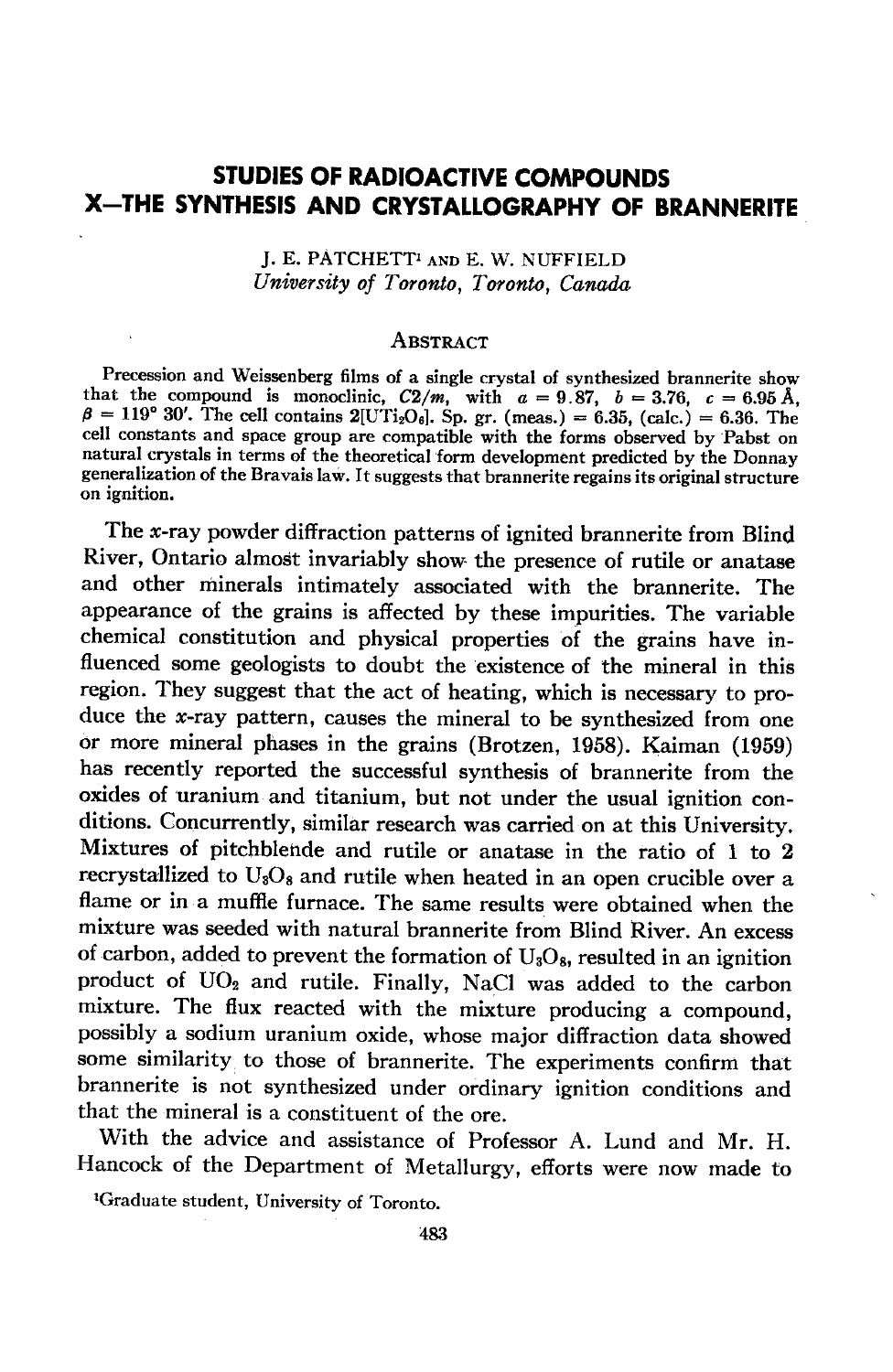# STUDIES OF RADIOACTIVE COMPOUNDS
# X—THE SYNTHESIS AND CRYSTALLOGRAPHY OF BRANNERITE

J. E. PATCHETT[1] AND E. W. NUFFIELD
*University of Toronto, Toronto, Canada*

## ABSTRACT

Precession and Weissenberg films of a single crystal of synthesized brannerite show that the compound is monoclinic, $C2/m$, with $a = 9.87$, $b = 3.76$, $c = 6.95$ Å, $\beta = 119°\ 30'$. The cell contains $2[UTi_2O_6]$. Sp. gr. (meas.) = 6.35, (calc.) = 6.36. The cell constants and space group are compatible with the forms observed by Pabst on natural crystals in terms of the theoretical form development predicted by the Donnay generalization of the Bravais law. It suggests that brannerite regains its original structure on ignition.

The *x*-ray powder diffraction patterns of ignited brannerite from Blind River, Ontario almost invariably show the presence of rutile or anatase and other minerals intimately associated with the brannerite. The appearance of the grains is affected by these impurities. The variable chemical constitution and physical properties of the grains have influenced some geologists to doubt the existence of the mineral in this region. They suggest that the act of heating, which is necessary to produce the *x*-ray pattern, causes the mineral to be synthesized from one or more mineral phases in the grains (Brotzen, 1958). Kaiman (1959) has recently reported the successful synthesis of brannerite from the oxides of uranium and titanium, but not under the usual ignition conditions. Concurrently, similar research was carried on at this University. Mixtures of pitchblende and rutile or anatase in the ratio of 1 to 2 recrystallized to $U_3O_8$ and rutile when heated in an open crucible over a flame or in a muffle furnace. The same results were obtained when the mixture was seeded with natural brannerite from Blind River. An excess of carbon, added to prevent the formation of $U_3O_8$, resulted in an ignition product of $UO_2$ and rutile. Finally, NaCl was added to the carbon mixture. The flux reacted with the mixture producing a compound, possibly a sodium uranium oxide, whose major diffraction data showed some similarity to those of brannerite. The experiments confirm that brannerite is not synthesized under ordinary ignition conditions and that the mineral is a constituent of the ore.

With the advice and assistance of Professor A. Lund and Mr. H. Hancock of the Department of Metallurgy, efforts were now made to

[1]Graduate student, University of Toronto.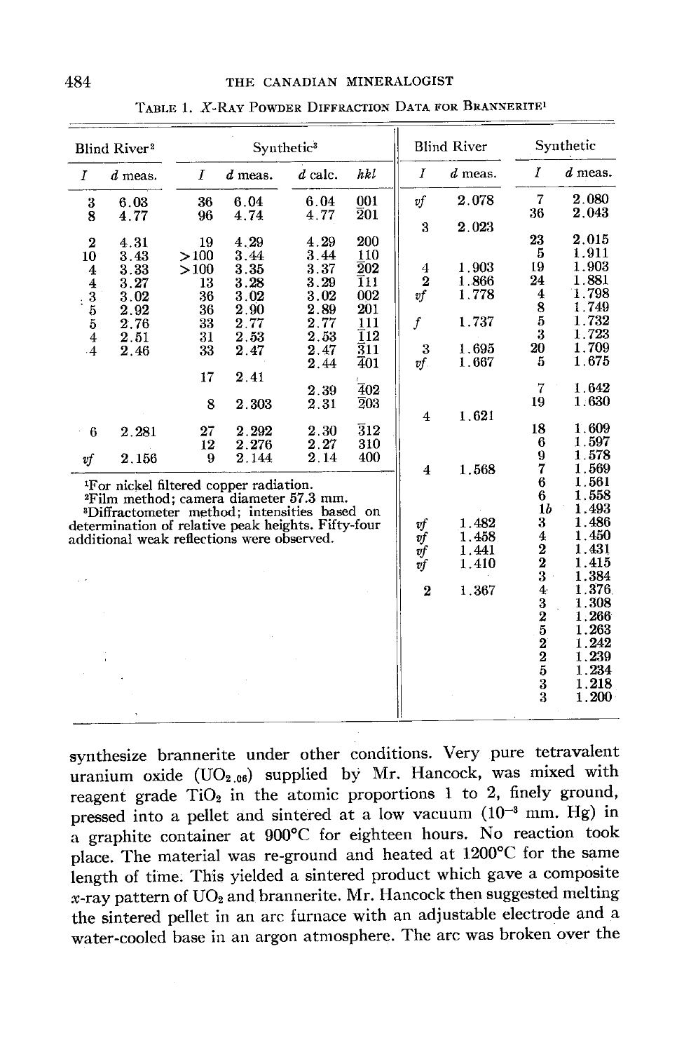TABLE 1. *X*-RAY POWDER DIFFRACTION DATA FOR BRANNERITE[1]

| Blind River[2] | | Synthetic[3] | | | |
|---|---|---|---|---|---|
| *I* | *d* meas. | *I* | *d* meas. | *d* calc. | *hkl* |
| 3 | 6.03 | 36 | 6.04 | 6.04 | 001 |
| 8 | 4.77 | 96 | 4.74 | 4.77 | $\bar{2}01$ |
| 2 | 4.31 | 19 | 4.29 | 4.29 | 200 |
| 10 | 3.43 | >100 | 3.44 | 3.44 | 110 |
| 4 | 3.33 | >100 | 3.35 | 3.37 | $\bar{2}02$ |
| 4 | 3.27 | 13 | 3.28 | 3.29 | $\bar{1}11$ |
| 3 | 3.02 | 36 | 3.02 | 3.02 | 002 |
| 5 | 2.92 | 36 | 2.90 | 2.89 | 201 |
| 5 | 2.76 | 33 | 2.77 | 2.77 | 111 |
| 4 | 2.51 | 31 | 2.53 | 2.53 | $\bar{1}12$ |
| 4 | 2.46 | 33 | 2.47 | 2.47 | $\bar{3}11$ |
| | | | | 2.44 | $\bar{4}01$ |
| | | 17 | 2.41 | | |
| | | | | 2.39 | $\bar{4}02$ |
| | | 8 | 2.303 | 2.31 | $\bar{2}03$ |
| 6 | 2.281 | 27 | 2.292 | 2.30 | $\bar{3}12$ |
| | | 12 | 2.276 | 2.27 | 310 |
| *vf* | 2.156 | 9 | 2.144 | 2.14 | 400 |
| *vf* | 2.078 | 7 | 2.080 | | |
| | | 36 | 2.043 | | |
| 3 | 2.023 | | | | |
| | | 23 | 2.015 | | |
| | | 5 | 1.911 | | |
| 4 | 1.903 | 19 | 1.903 | | |
| 2 | 1.866 | 24 | 1.881 | | |
| *vf* | 1.778 | 4 | 1.798 | | |
| | | 8 | 1.749 | | |
| *f* | 1.737 | 5 | 1.732 | | |
| | | 3 | 1.723 | | |
| 3 | 1.695 | 20 | 1.709 | | |
| *vf* | 1.667 | 5 | 1.675 | | |
| | | 7 | 1.642 | | |
| | | 19 | 1.630 | | |
| 4 | 1.621 | | | | |
| | | 18 | 1.609 | | |
| | | 6 | 1.597 | | |
| | | 9 | 1.578 | | |
| 4 | 1.568 | 7 | 1.569 | | |
| | | 6 | 1.561 | | |
| | | 6 | 1.558 | | |
| | | 1*b* | 1.493 | | |
| *vf* | 1.482 | 3 | 1.486 | | |
| *vf* | 1.458 | 4 | 1.450 | | |
| *vf* | 1.441 | 2 | 1.431 | | |
| *vf* | 1.410 | 2 | 1.415 | | |
| | | 3 | 1.384 | | |
| 2 | 1.367 | 4 | 1.376 | | |
| | | 3 | 1.308 | | |
| | | 2 | 1.266 | | |
| | | 5 | 1.263 | | |
| | | 2 | 1.242 | | |
| | | 2 | 1.239 | | |
| | | 5 | 1.234 | | |
| | | 3 | 1.218 | | |
| | | 3 | 1.200 | | |

[1]For nickel filtered copper radiation.
[2]Film method; camera diameter 57.3 mm.
[3]Diffractometer method; intensities based on determination of relative peak heights. Fifty-four additional weak reflections were observed.

synthesize brannerite under other conditions. Very pure tetravalent uranium oxide ($UO_{2.06}$) supplied by Mr. Hancock, was mixed with reagent grade $TiO_2$ in the atomic proportions 1 to 2, finely ground, pressed into a pellet and sintered at a low vacuum ($10^{-3}$ mm. Hg) in a graphite container at 900°C for eighteen hours. No reaction took place. The material was re-ground and heated at 1200°C for the same length of time. This yielded a sintered product which gave a composite *x*-ray pattern of $UO_2$ and brannerite. Mr. Hancock then suggested melting the sintered pellet in an arc furnace with an adjustable electrode and a water-cooled base in an argon atmosphere. The arc was broken over the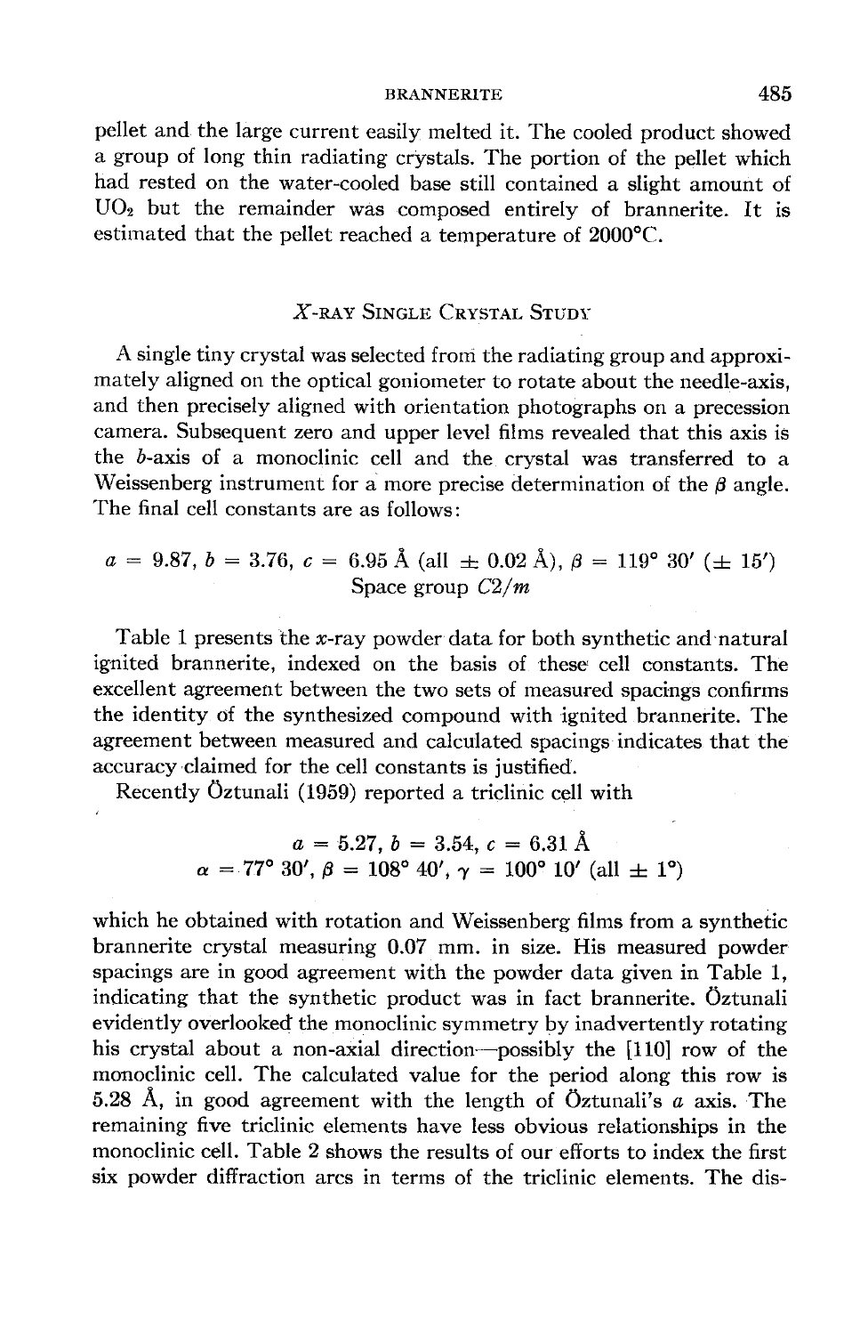pellet and the large current easily melted it. The cooled product showed a group of long thin radiating crystals. The portion of the pellet which had rested on the water-cooled base still contained a slight amount of $UO_2$ but the remainder was composed entirely of brannerite. It is estimated that the pellet reached a temperature of 2000°C.

## X-RAY SINGLE CRYSTAL STUDY

A single tiny crystal was selected from the radiating group and approximately aligned on the optical goniometer to rotate about the needle-axis, and then precisely aligned with orientation photographs on a precession camera. Subsequent zero and upper level films revealed that this axis is the *b*-axis of a monoclinic cell and the crystal was transferred to a Weissenberg instrument for a more precise determination of the $\beta$ angle. The final cell constants are as follows:

$$a = 9.87,\ b = 3.76,\ c = 6.95\ \text{Å (all} \pm 0.02\ \text{Å)},\ \beta = 119°\ 30'\ (\pm 15')$$

Space group $C2/m$

Table 1 presents the *x*-ray powder data for both synthetic and natural ignited brannerite, indexed on the basis of these cell constants. The excellent agreement between the two sets of measured spacings confirms the identity of the synthesized compound with ignited brannerite. The agreement between measured and calculated spacings indicates that the accuracy claimed for the cell constants is justified.

Recently Öztunali (1959) reported a triclinic cell with

$$a = 5.27,\ b = 3.54,\ c = 6.31\ \text{Å}$$

$$\alpha = 77°\ 30',\ \beta = 108°\ 40',\ \gamma = 100°\ 10'\ (\text{all} \pm 1°)$$

which he obtained with rotation and Weissenberg films from a synthetic brannerite crystal measuring 0.07 mm. in size. His measured powder spacings are in good agreement with the powder data given in Table 1, indicating that the synthetic product was in fact brannerite. Öztunali evidently overlooked the monoclinic symmetry by inadvertently rotating his crystal about a non-axial direction—possibly the [110] row of the monoclinic cell. The calculated value for the period along this row is 5.28 Å, in good agreement with the length of Öztunali's *a* axis. The remaining five triclinic elements have less obvious relationships in the monoclinic cell. Table 2 shows the results of our efforts to index the first six powder diffraction arcs in terms of the triclinic elements. The dis-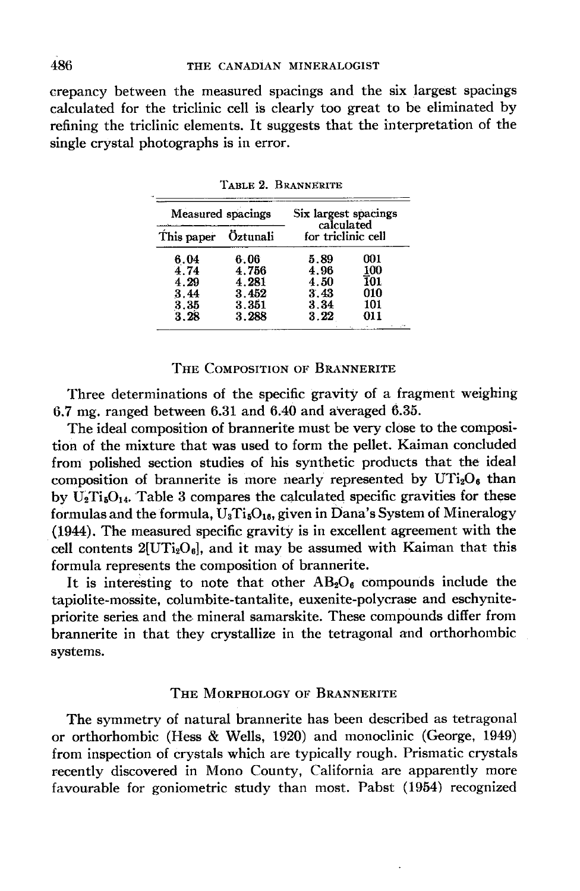crepancy between the measured spacings and the six largest spacings calculated for the triclinic cell is clearly too great to be eliminated by refining the triclinic elements. It suggests that the interpretation of the single crystal photographs is in error.

TABLE 2. BRANNERITE

| Measured spacings | | Six largest spacings calculated for triclinic cell | |
|---|---|---|---|
| This paper | Öztunali | | |
| 6.04 | 6.06 | 5.89 | 001 |
| 4.74 | 4.756 | 4.96 | 100 |
| 4.29 | 4.281 | 4.50 | $\bar{1}01$ |
| 3.44 | 3.452 | 3.43 | 010 |
| 3.35 | 3.351 | 3.34 | 101 |
| 3.28 | 3.288 | 3.22 | 011 |

## THE COMPOSITION OF BRANNERITE

Three determinations of the specific gravity of a fragment weighing 6.7 mg. ranged between 6.31 and 6.40 and averaged 6.35.

The ideal composition of brannerite must be very close to the composition of the mixture that was used to form the pellet. Kaiman concluded from polished section studies of his synthetic products that the ideal composition of brannerite is more nearly represented by $UTi_2O_6$ than by $U_2Ti_5O_{14}$. Table 3 compares the calculated specific gravities for these formulas and the formula, $U_3Ti_5O_{16}$, given in Dana's System of Mineralogy (1944). The measured specific gravity is in excellent agreement with the cell contents $2[UTi_2O_6]$, and it may be assumed with Kaiman that this formula represents the composition of brannerite.

It is interesting to note that other $AB_2O_6$ compounds include the tapiolite-mossite, columbite-tantalite, euxenite-polycrase and eschynite-priorite series and the mineral samarskite. These compounds differ from brannerite in that they crystallize in the tetragonal and orthorhombic systems.

## THE MORPHOLOGY OF BRANNERITE

The symmetry of natural brannerite has been described as tetragonal or orthorhombic (Hess & Wells, 1920) and monoclinic (George, 1949) from inspection of crystals which are typically rough. Prismatic crystals recently discovered in Mono County, California are apparently more favourable for goniometric study than most. Pabst (1954) recognized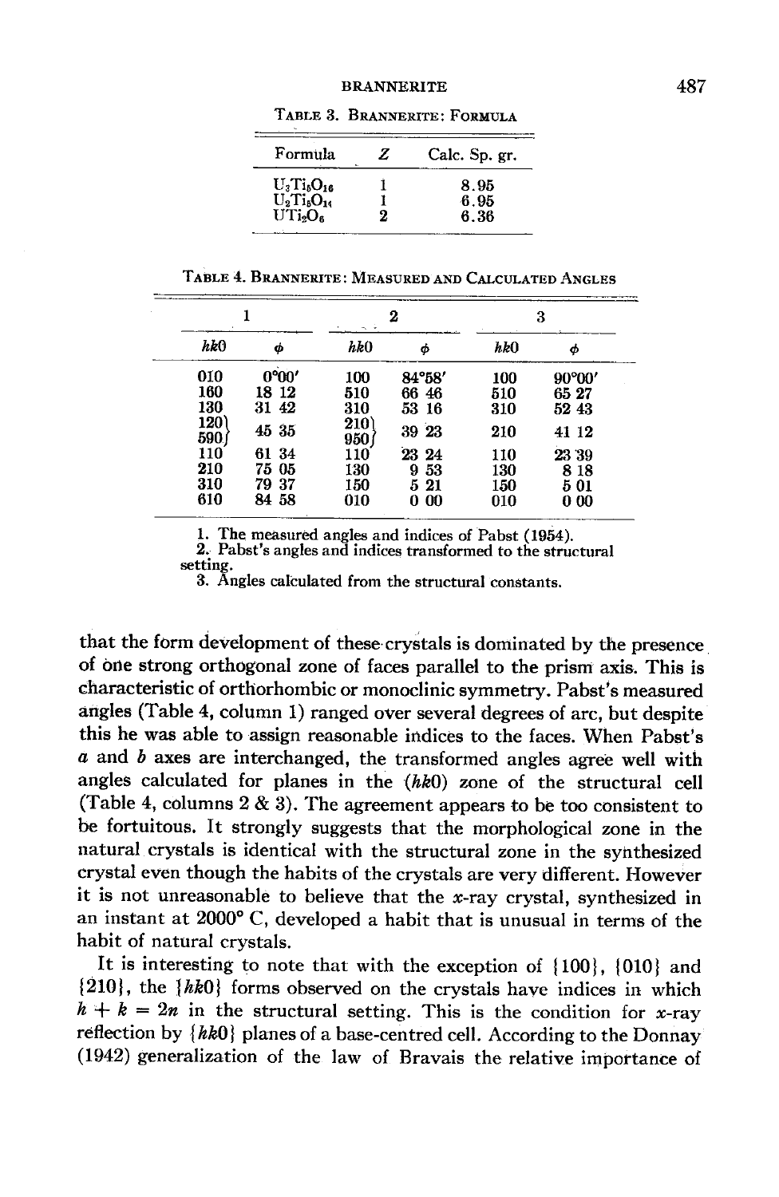Table 3. Brannerite: Formula

| Formula | $Z$ | Calc. Sp. gr. |
|---|---|---|
| $U_3Ti_6O_{16}$ | 1 | 8.95 |
| $U_2Ti_6O_{14}$ | 1 | 6.95 |
| $UTi_2O_6$ | 2 | 6.36 |

Table 4. Brannerite: Measured and Calculated Angles

| 1 | | 2 | | 3 | |
|---|---|---|---|---|---|
| *hk*0 | $\phi$ | *hk*0 | $\phi$ | *hk*0 | $\phi$ |
| 010 | 0°00′ | 100 | 84°58′ | 100 | 90°00′ |
| 160 | 18 12 | 510 | 66 46 | 510 | 65 27 |
| 130 | 31 42 | 310 | 53 16 | 310 | 52 43 |
| 120, 590 | 45 35 | 210, 950 | 39 23 | 210 | 41 12 |
| 110 | 61 34 | 110 | 23 24 | 110 | 23 39 |
| 210 | 75 05 | 130 | 9 53 | 130 | 8 18 |
| 310 | 79 37 | 150 | 5 21 | 150 | 5 01 |
| 610 | 84 58 | 010 | 0 00 | 010 | 0 00 |

1. The measured angles and indices of Pabst (1954).
2. Pabst's angles and indices transformed to the structural setting.
3. Angles calculated from the structural constants.

that the form development of these crystals is dominated by the presence of one strong orthogonal zone of faces parallel to the prism axis. This is characteristic of orthorhombic or monoclinic symmetry. Pabst's measured angles (Table 4, column 1) ranged over several degrees of arc, but despite this he was able to assign reasonable indices to the faces. When Pabst's $a$ and $b$ axes are interchanged, the transformed angles agree well with angles calculated for planes in the ($hk0$) zone of the structural cell (Table 4, columns 2 & 3). The agreement appears to be too consistent to be fortuitous. It strongly suggests that the morphological zone in the natural crystals is identical with the structural zone in the synthesized crystal even though the habits of the crystals are very different. However it is not unreasonable to believe that the $x$-ray crystal, synthesized in an instant at 2000° C, developed a habit that is unusual in terms of the habit of natural crystals.

It is interesting to note that with the exception of {100}, {010} and {210}, the {$hk0$} forms observed on the crystals have indices in which $h + k = 2n$ in the structural setting. This is the condition for $x$-ray reflection by {$hk0$} planes of a base-centred cell. According to the Donnay (1942) generalization of the law of Bravais the relative importance of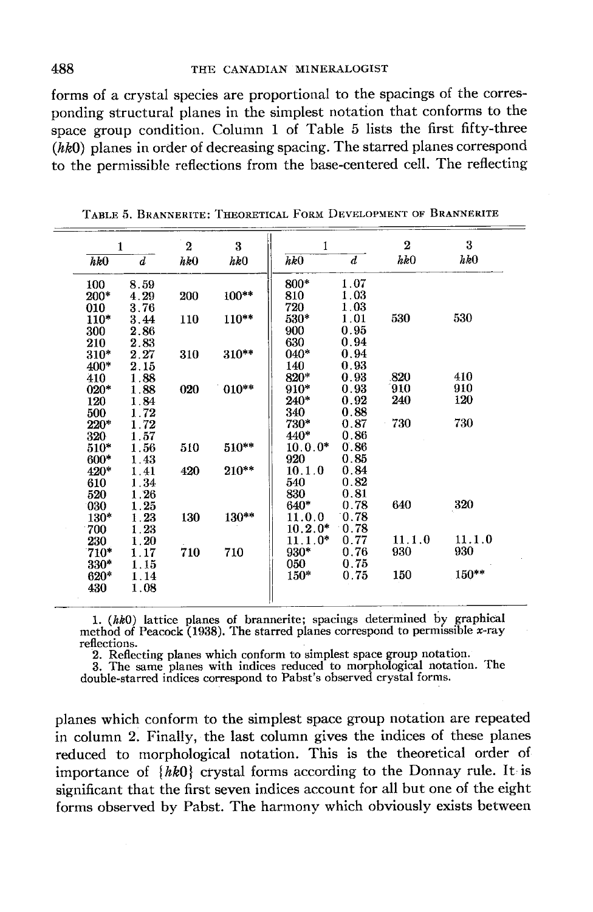forms of a crystal species are proportional to the spacings of the corresponding structural planes in the simplest notation that conforms to the space group condition. Column 1 of Table 5 lists the first fifty-three ($hk0$) planes in order of decreasing spacing. The starred planes correspond to the permissible reflections from the base-centered cell. The reflecting

TABLE 5. BRANNERITE: THEORETICAL FORM DEVELOPMENT OF BRANNERITE

| 1 | | 2 | 3 | 1 | | 2 | 3 |
|---|---|---|---|---|---|---|---|
| $hk0$ | $d$ | $hk0$ | $hk0$ | $hk0$ | $d$ | $hk0$ | $hk0$ |
| 100 | 8.59 | | | 800* | 1.07 | | |
| 200* | 4.29 | 200 | 100** | 810 | 1.03 | | |
| 010 | 3.76 | | | 720 | 1.03 | | |
| 110* | 3.44 | 110 | 110** | 530* | 1.01 | 530 | 530 |
| 300 | 2.86 | | | 900 | 0.95 | | |
| 210 | 2.83 | | | 630 | 0.94 | | |
| 310* | 2.27 | 310 | 310** | 040* | 0.94 | | |
| 400* | 2.15 | | | 140 | 0.93 | | |
| 410 | 1.88 | | | 820* | 0.93 | 820 | 410 |
| 020* | 1.88 | 020 | 010** | 910* | 0.93 | 910 | 910 |
| 120 | 1.84 | | | 240* | 0.92 | 240 | 120 |
| 500 | 1.72 | | | 340 | 0.88 | | |
| 220* | 1.72 | | | 730* | 0.87 | 730 | 730 |
| 320 | 1.57 | | | 440* | 0.86 | | |
| 510* | 1.56 | 510 | 510** | 10.0.0* | 0.86 | | |
| 600* | 1.43 | | | 920 | 0.85 | | |
| 420* | 1.41 | 420 | 210** | 10.1.0 | 0.84 | | |
| 610 | 1.34 | | | 540 | 0.82 | | |
| 520 | 1.26 | | | 830 | 0.81 | | |
| 030 | 1.25 | | | 640* | 0.78 | 640 | 320 |
| 130* | 1.23 | 130 | 130** | 11.0.0 | 0.78 | | |
| 700 | 1.23 | | | 10.2.0* | 0.78 | | |
| 230 | 1.20 | | | 11.1.0* | 0.77 | 11.1.0 | 11.1.0 |
| 710* | 1.17 | 710 | 710 | 930* | 0.76 | 930 | 930 |
| 330* | 1.15 | | | 050 | 0.75 | | |
| 620* | 1.14 | | | 150* | 0.75 | 150 | 150** |
| 430 | 1.08 | | | | | | |

1. ($hk0$) lattice planes of brannerite; spacings determined by graphical method of Peacock (1938). The starred planes correspond to permissible $x$-ray reflections.
2. Reflecting planes which conform to simplest space group notation.
3. The same planes with indices reduced to morphological notation. The double-starred indices correspond to Pabst's observed crystal forms.

planes which conform to the simplest space group notation are repeated in column 2. Finally, the last column gives the indices of these planes reduced to morphological notation. This is the theoretical order of importance of $\{hk0\}$ crystal forms according to the Donnay rule. It is significant that the first seven indices account for all but one of the eight forms observed by Pabst. The harmony which obviously exists between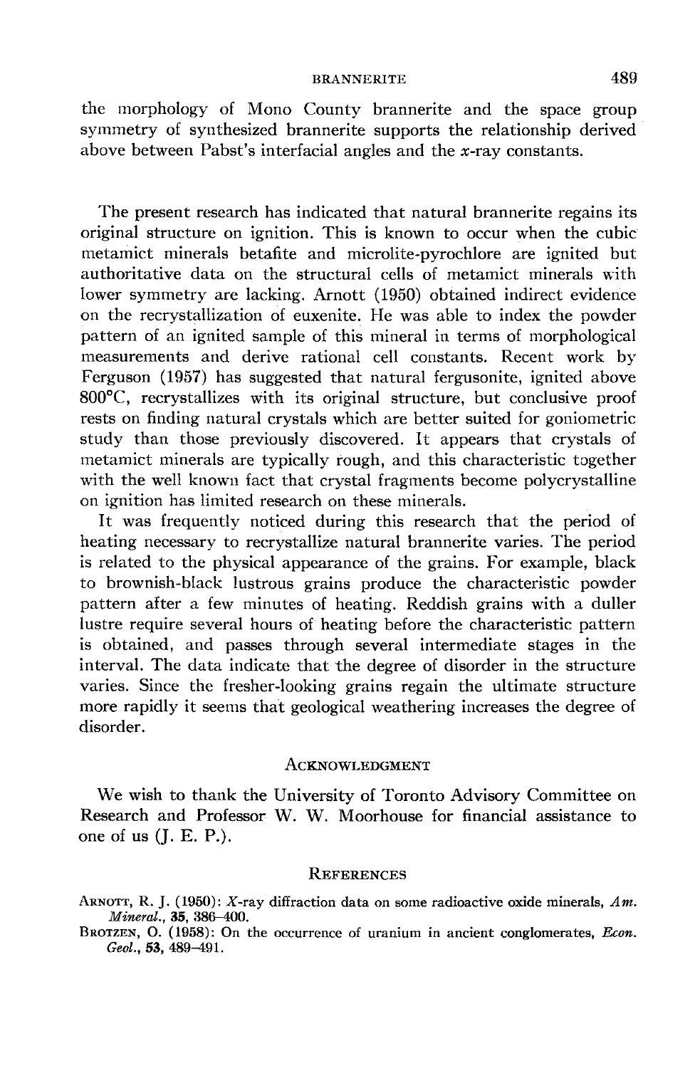the morphology of Mono County brannerite and the space group symmetry of synthesized brannerite supports the relationship derived above between Pabst's interfacial angles and the $x$-ray constants.

The present research has indicated that natural brannerite regains its original structure on ignition. This is known to occur when the cubic metamict minerals betafite and microlite-pyrochlore are ignited but authoritative data on the structural cells of metamict minerals with lower symmetry are lacking. Arnott (1950) obtained indirect evidence on the recrystallization of euxenite. He was able to index the powder pattern of an ignited sample of this mineral in terms of morphological measurements and derive rational cell constants. Recent work by Ferguson (1957) has suggested that natural fergusonite, ignited above 800°C, recrystallizes with its original structure, but conclusive proof rests on finding natural crystals which are better suited for goniometric study than those previously discovered. It appears that crystals of metamict minerals are typically rough, and this characteristic together with the well known fact that crystal fragments become polycrystalline on ignition has limited research on these minerals.

It was frequently noticed during this research that the period of heating necessary to recrystallize natural brannerite varies. The period is related to the physical appearance of the grains. For example, black to brownish-black lustrous grains produce the characteristic powder pattern after a few minutes of heating. Reddish grains with a duller lustre require several hours of heating before the characteristic pattern is obtained, and passes through several intermediate stages in the interval. The data indicate that the degree of disorder in the structure varies. Since the fresher-looking grains regain the ultimate structure more rapidly it seems that geological weathering increases the degree of disorder.

## Acknowledgment

We wish to thank the University of Toronto Advisory Committee on Research and Professor W. W. Moorhouse for financial assistance to one of us (J. E. P.).

## References

Arnott, R. J. (1950): *X*-ray diffraction data on some radioactive oxide minerals, *Am. Mineral.*, **35**, 386–400.

Brotzen, O. (1958): On the occurrence of uranium in ancient conglomerates, *Econ. Geol.*, **53**, 489–491.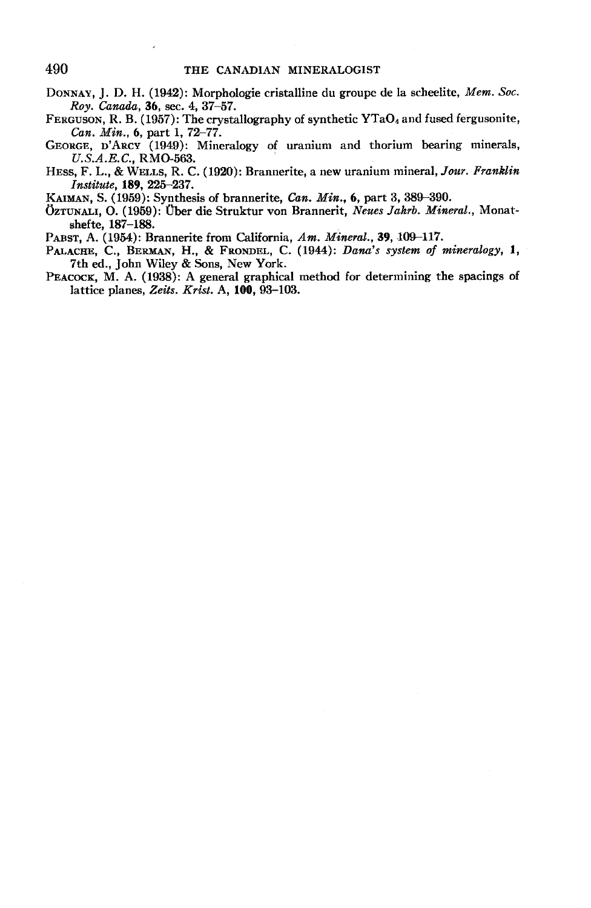DONNAY, J. D. H. (1942): Morphologie cristalline du groupe de la scheelite, *Mem. Soc. Roy. Canada*, **36**, sec. 4, 37–57.

FERGUSON, R. B. (1957): The crystallography of synthetic $YTaO_4$ and fused fergusonite, *Can. Min.*, **6**, part 1, 72–77.

GEORGE, D'ARCY (1949): Mineralogy of uranium and thorium bearing minerals, *U.S.A.E.C.*, RMO-563.

HESS, F. L., & WELLS, R. C. (1920): Brannerite, a new uranium mineral, *Jour. Franklin Institute*, **189**, 225–237.

KAIMAN, S. (1959): Synthesis of brannerite, *Can. Min.*, **6**, part 3, 389–390.

ÖZTUNALI, O. (1959): Über die Struktur von Brannerit, *Neues Jahrb. Mineral.*, Monatshefte, 187–188.

PABST, A. (1954): Brannerite from California, *Am. Mineral.*, **39**, 109–117.

PALACHE, C., BERMAN, H., & FRONDEL, C. (1944): *Dana's system of mineralogy*, **1**, 7th ed., John Wiley & Sons, New York.

PEACOCK, M. A. (1938): A general graphical method for determining the spacings of lattice planes, *Zeits. Krist.* A, **100**, 93–103.